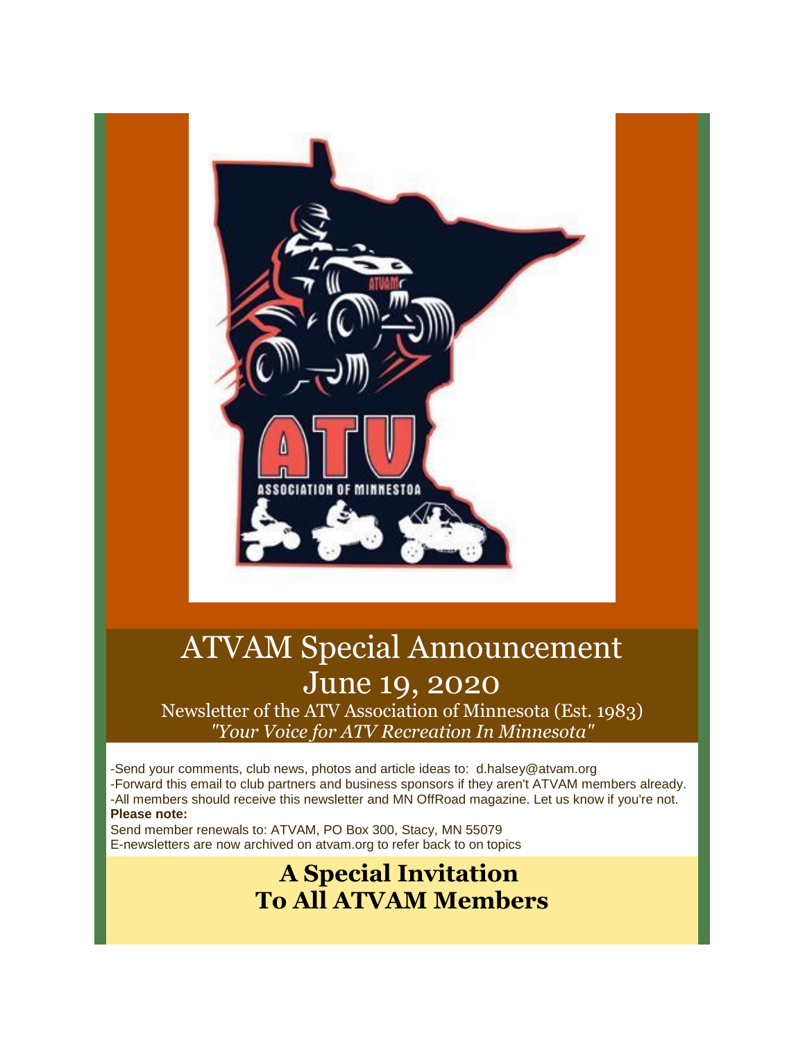# ATVAM Special Announcement June 19, 2020

Newsletter of the ATV Association of Minnesota (Est. 1983)
*"Your Voice for ATV Recreation In Minnesota"*

-Send your comments, club news, photos and article ideas to: d.halsey@atvam.org
-Forward this email to club partners and business sponsors if they aren't ATVAM members already.
-All members should receive this newsletter and MN OffRoad magazine. Let us know if you're not.
**Please note:**
Send member renewals to: ATVAM, PO Box 300, Stacy, MN 55079
E-newsletters are now archived on atvam.org to refer back to on topics

## A Special Invitation To All ATVAM Members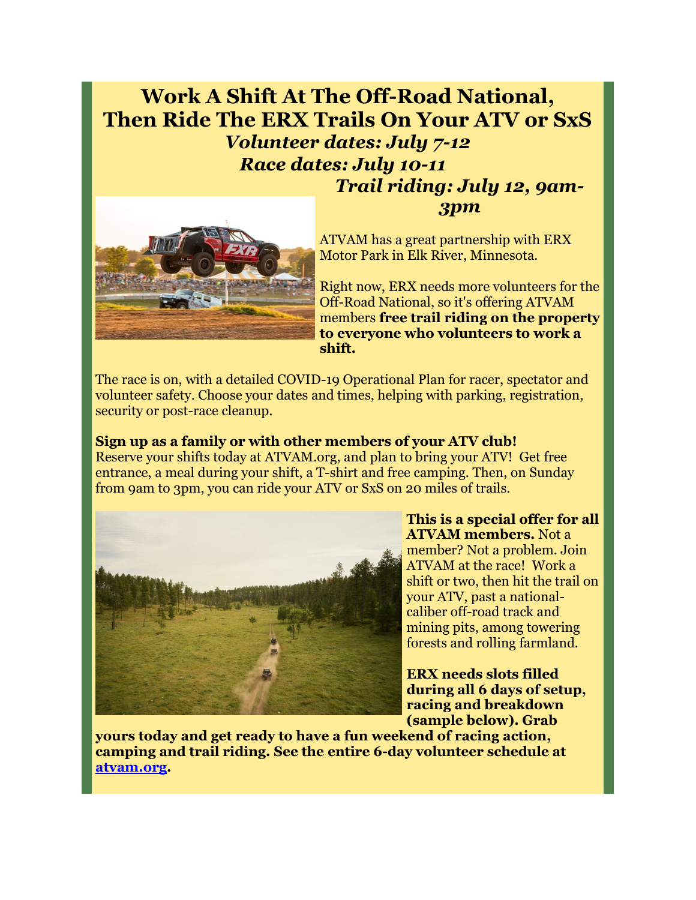# Work A Shift At The Off-Road National, Then Ride The ERX Trails On Your ATV or SxS

***Volunteer dates: July 7-12***

***Race dates: July 10-11***

***Trail riding: July 12, 9am-3pm***

ATVAM has a great partnership with ERX Motor Park in Elk River, Minnesota.

Right now, ERX needs more volunteers for the Off-Road National, so it's offering ATVAM members **free trail riding on the property to everyone who volunteers to work a shift.**

The race is on, with a detailed COVID-19 Operational Plan for racer, spectator and volunteer safety. Choose your dates and times, helping with parking, registration, security or post-race cleanup.

**Sign up as a family or with other members of your ATV club!**
Reserve your shifts today at ATVAM.org, and plan to bring your ATV! Get free entrance, a meal during your shift, a T-shirt and free camping. Then, on Sunday from 9am to 3pm, you can ride your ATV or SxS on 20 miles of trails.

**This is a special offer for all ATVAM members.** Not a member? Not a problem. Join ATVAM at the race! Work a shift or two, then hit the trail on your ATV, past a national-caliber off-road track and mining pits, among towering forests and rolling farmland.

**ERX needs slots filled during all 6 days of setup, racing and breakdown (sample below). Grab yours today and get ready to have a fun weekend of racing action, camping and trail riding. See the entire 6-day volunteer schedule at [atvam.org](atvam.org).**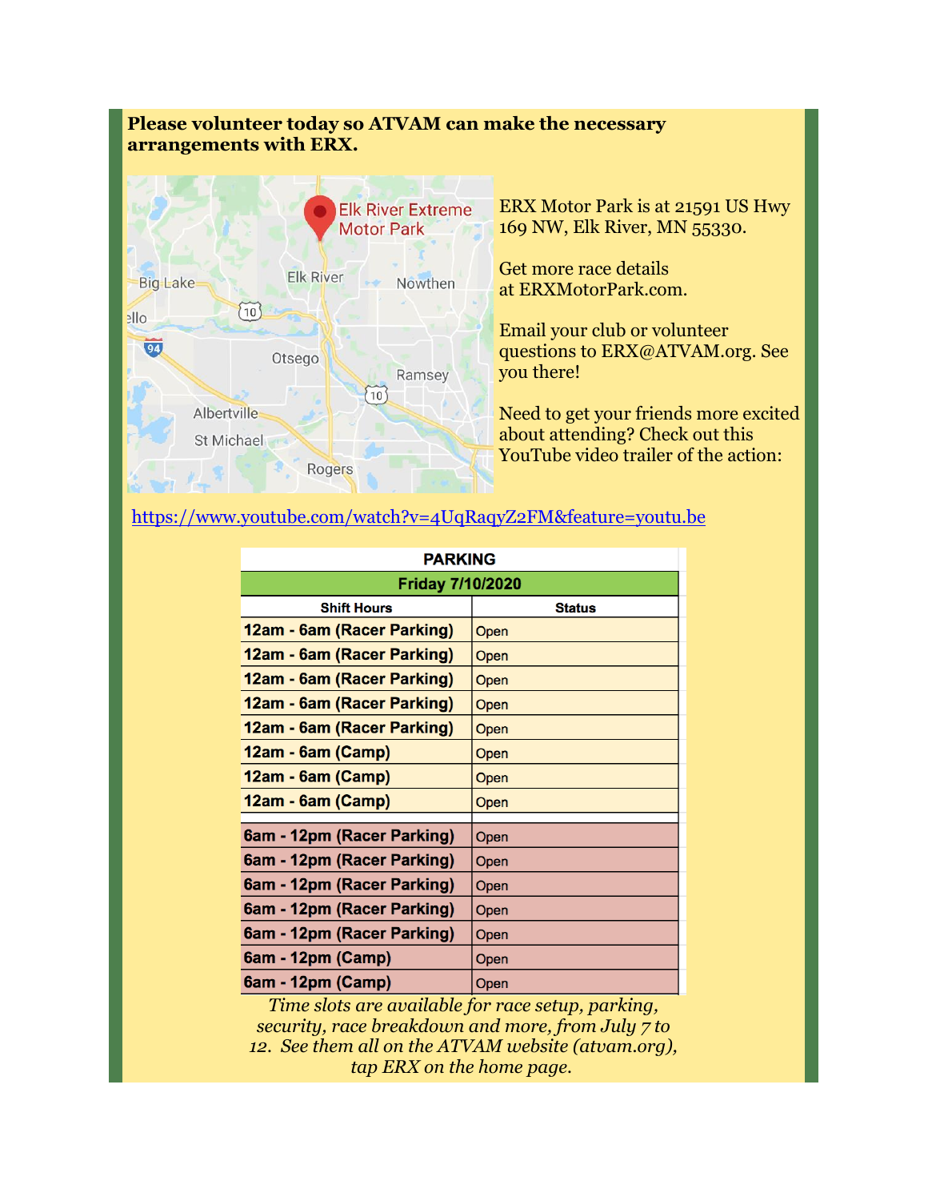**Please volunteer today so ATVAM can make the necessary arrangements with ERX.**

ERX Motor Park is at 21591 US Hwy 169 NW, Elk River, MN 55330.

Get more race details at ERXMotorPark.com.

Email your club or volunteer questions to ERX@ATVAM.org. See you there!

Need to get your friends more excited about attending? Check out this YouTube video trailer of the action:

https://www.youtube.com/watch?v=4UqRaqyZ2FM&feature=youtu.be

| PARKING | |
|---|---|
| **Friday 7/10/2020** | |
| **Shift Hours** | **Status** |
| **12am - 6am (Racer Parking)** | Open |
| **12am - 6am (Racer Parking)** | Open |
| **12am - 6am (Racer Parking)** | Open |
| **12am - 6am (Racer Parking)** | Open |
| **12am - 6am (Racer Parking)** | Open |
| **12am - 6am (Camp)** | Open |
| **12am - 6am (Camp)** | Open |
| **12am - 6am (Camp)** | Open |
| | |
| **6am - 12pm (Racer Parking)** | Open |
| **6am - 12pm (Racer Parking)** | Open |
| **6am - 12pm (Racer Parking)** | Open |
| **6am - 12pm (Racer Parking)** | Open |
| **6am - 12pm (Racer Parking)** | Open |
| **6am - 12pm (Camp)** | Open |
| **6am - 12pm (Camp)** | Open |

*Time slots are available for race setup, parking, security, race breakdown and more, from July 7 to 12. See them all on the ATVAM website (atvam.org), tap ERX on the home page.*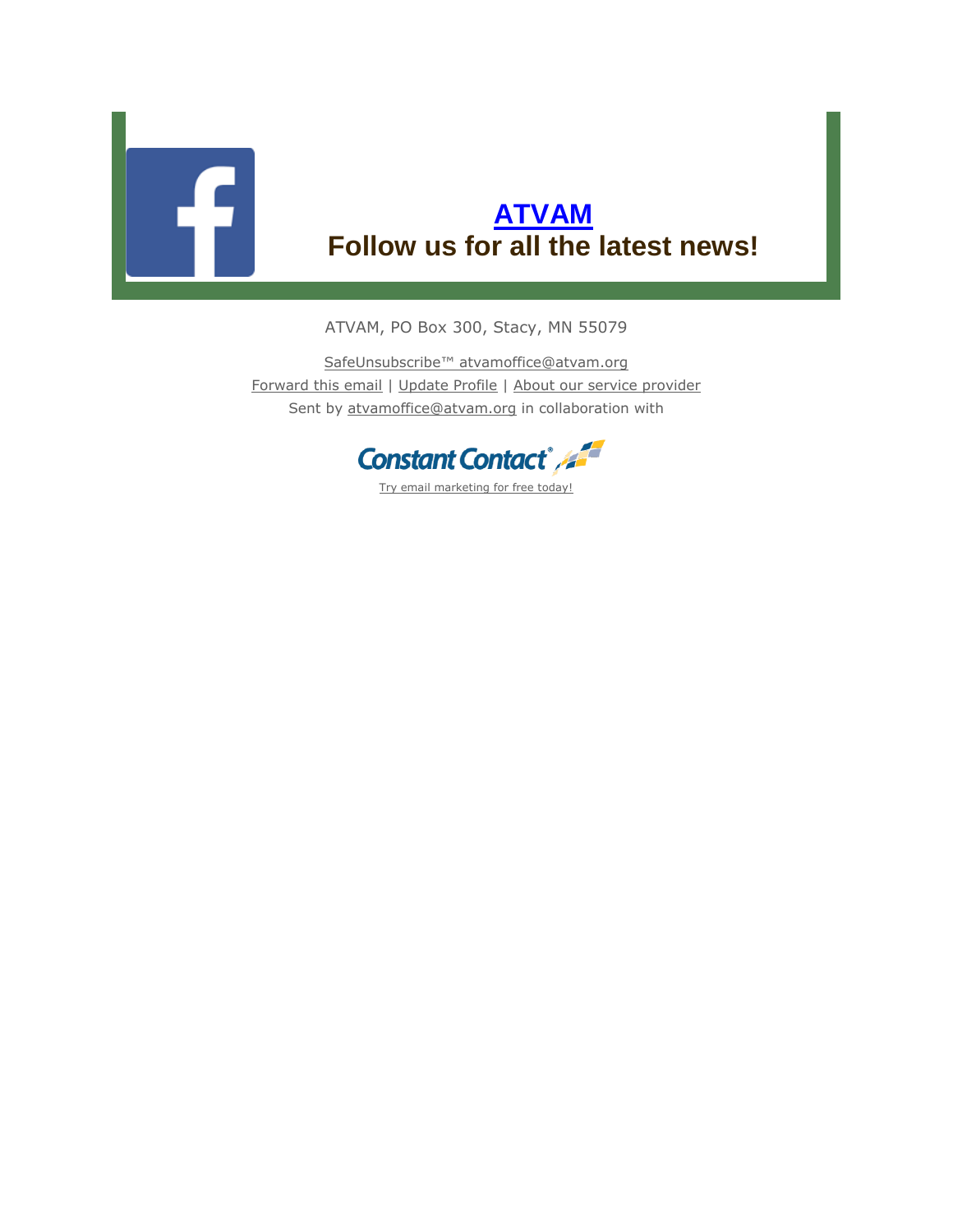**[ATVAM](#)**
**Follow us for all the latest news!**

ATVAM, PO Box 300, Stacy, MN 55079

SafeUnsubscribe™ atvamoffice@atvam.org
Forward this email | Update Profile | About our service provider
Sent by atvamoffice@atvam.org in collaboration with

Constant Contact

Try email marketing for free today!